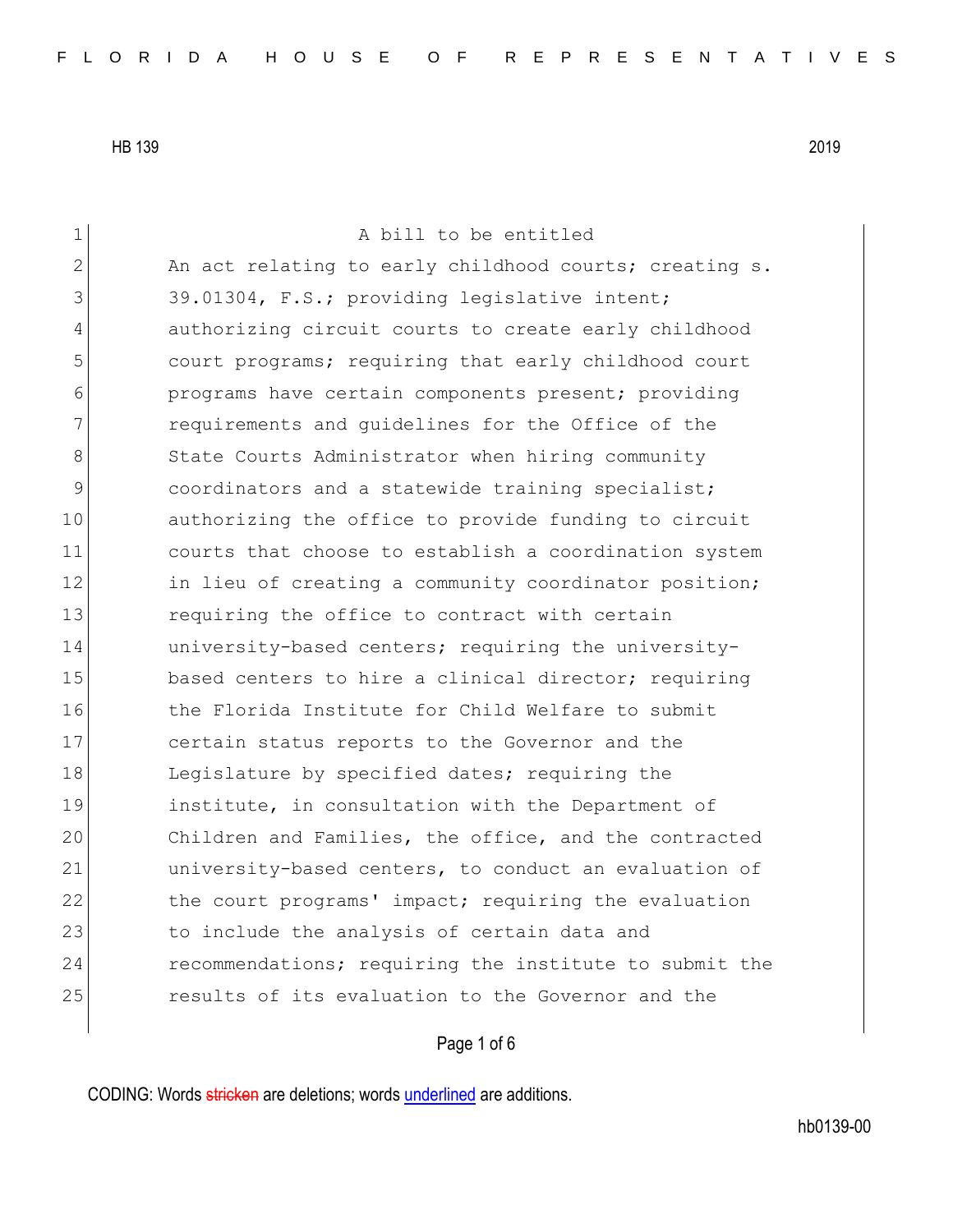HB 139 2019

A bill to be entitled

An act relating to early childhood courts; creating s. 39.01304, F.S.; providing legislative intent; authorizing circuit courts to create early childhood court programs; requiring that early childhood court programs have certain components present; providing requirements and guidelines for the Office of the State Courts Administrator when hiring community coordinators and a statewide training specialist; authorizing the office to provide funding to circuit courts that choose to establish a coordination system in lieu of creating a community coordinator position; requiring the office to contract with certain university-based centers; requiring the university-based centers to hire a clinical director; requiring the Florida Institute for Child Welfare to submit certain status reports to the Governor and the Legislature by specified dates; requiring the institute, in consultation with the Department of Children and Families, the office, and the contracted university-based centers, to conduct an evaluation of the court programs' impact; requiring the evaluation to include the analysis of certain data and recommendations; requiring the institute to submit the results of its evaluation to the Governor and the

CODING: Words stricken are deletions; words underlined are additions.

hb0139-00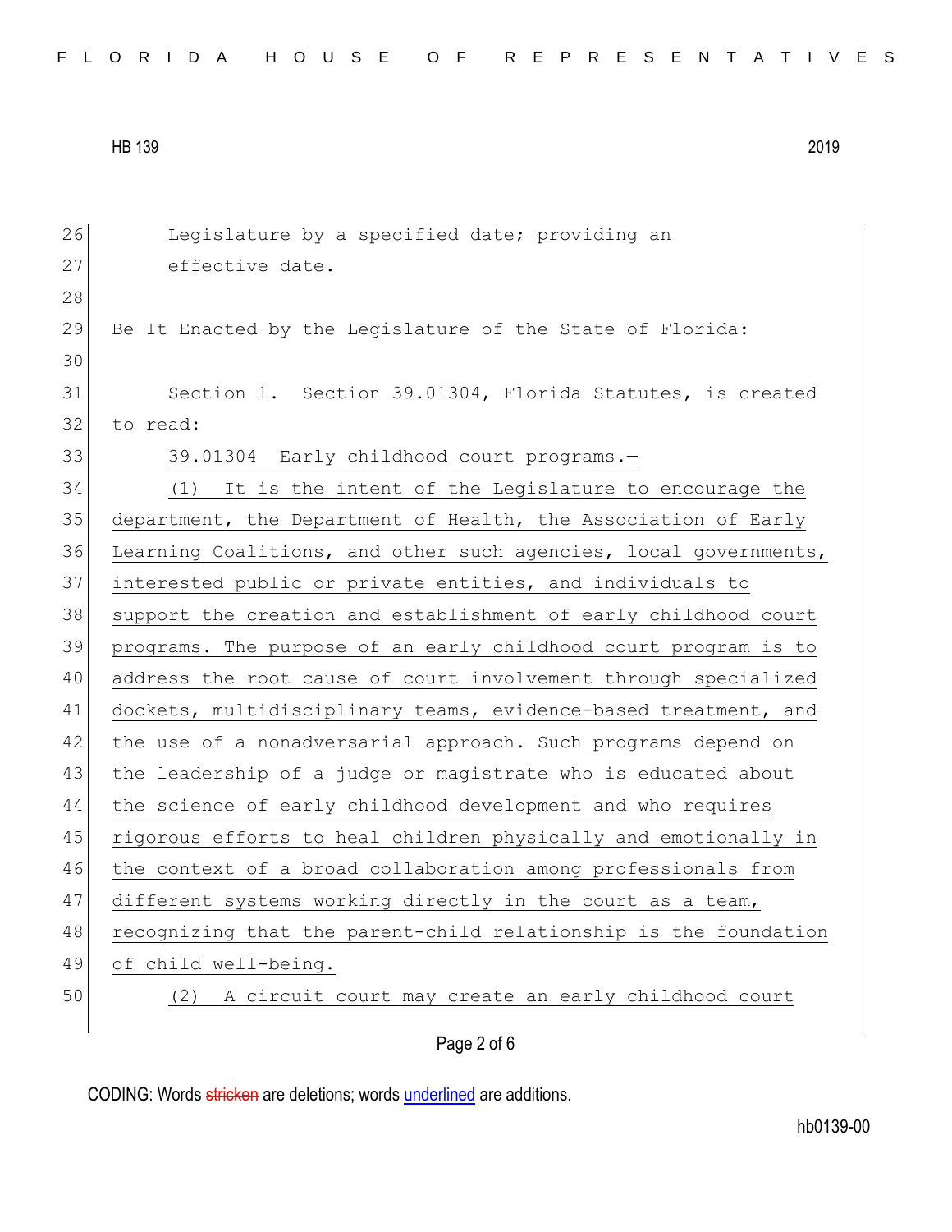Legislature by a specified date; providing an effective date.

Be It Enacted by the Legislature of the State of Florida:

Section 1. Section 39.01304, Florida Statutes, is created to read:

39.01304 Early childhood court programs.—

(1) It is the intent of the Legislature to encourage the department, the Department of Health, the Association of Early Learning Coalitions, and other such agencies, local governments, interested public or private entities, and individuals to support the creation and establishment of early childhood court programs. The purpose of an early childhood court program is to address the root cause of court involvement through specialized dockets, multidisciplinary teams, evidence-based treatment, and the use of a nonadversarial approach. Such programs depend on the leadership of a judge or magistrate who is educated about the science of early childhood development and who requires rigorous efforts to heal children physically and emotionally in the context of a broad collaboration among professionals from different systems working directly in the court as a team, recognizing that the parent-child relationship is the foundation of child well-being.

(2) A circuit court may create an early childhood court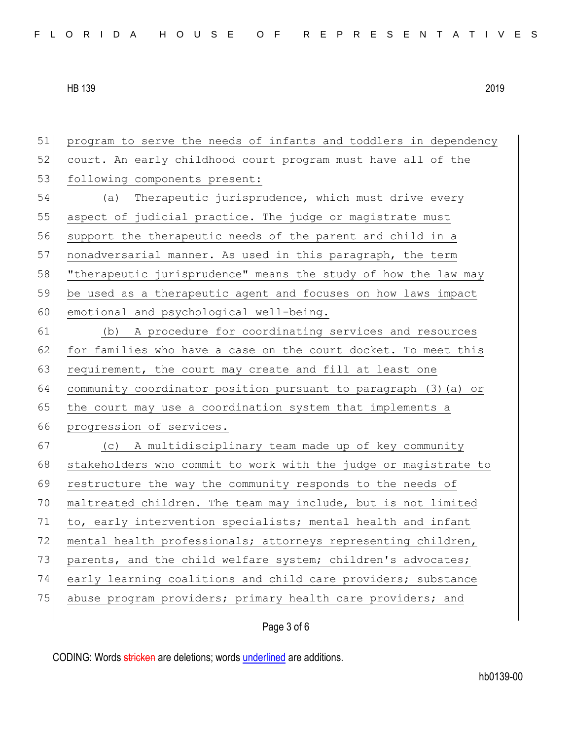program to serve the needs of infants and toddlers in dependency court. An early childhood court program must have all of the following components present:

(a) Therapeutic jurisprudence, which must drive every aspect of judicial practice. The judge or magistrate must support the therapeutic needs of the parent and child in a nonadversarial manner. As used in this paragraph, the term "therapeutic jurisprudence" means the study of how the law may be used as a therapeutic agent and focuses on how laws impact emotional and psychological well-being.

(b) A procedure for coordinating services and resources for families who have a case on the court docket. To meet this requirement, the court may create and fill at least one community coordinator position pursuant to paragraph (3)(a) or the court may use a coordination system that implements a progression of services.

(c) A multidisciplinary team made up of key community stakeholders who commit to work with the judge or magistrate to restructure the way the community responds to the needs of maltreated children. The team may include, but is not limited to, early intervention specialists; mental health and infant mental health professionals; attorneys representing children, parents, and the child welfare system; children's advocates; early learning coalitions and child care providers; substance abuse program providers; primary health care providers; and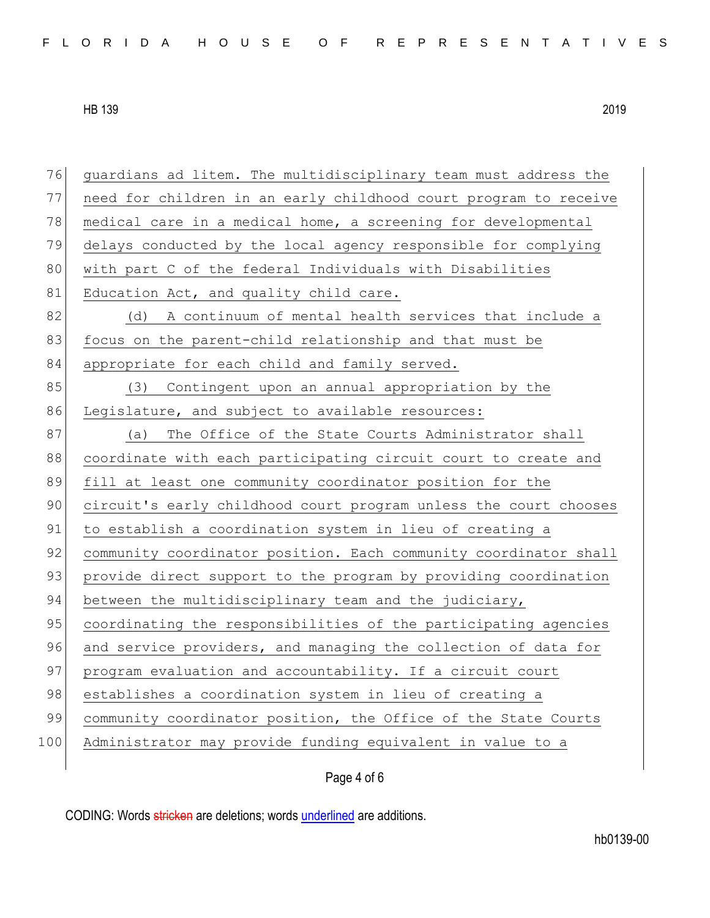guardians ad litem. The multidisciplinary team must address the need for children in an early childhood court program to receive medical care in a medical home, a screening for developmental delays conducted by the local agency responsible for complying with part C of the federal Individuals with Disabilities Education Act, and quality child care.

(d) A continuum of mental health services that include a focus on the parent-child relationship and that must be appropriate for each child and family served.

(3) Contingent upon an annual appropriation by the Legislature, and subject to available resources:

(a) The Office of the State Courts Administrator shall coordinate with each participating circuit court to create and fill at least one community coordinator position for the circuit's early childhood court program unless the court chooses to establish a coordination system in lieu of creating a community coordinator position. Each community coordinator shall provide direct support to the program by providing coordination between the multidisciplinary team and the judiciary, coordinating the responsibilities of the participating agencies and service providers, and managing the collection of data for program evaluation and accountability. If a circuit court establishes a coordination system in lieu of creating a community coordinator position, the Office of the State Courts Administrator may provide funding equivalent in value to a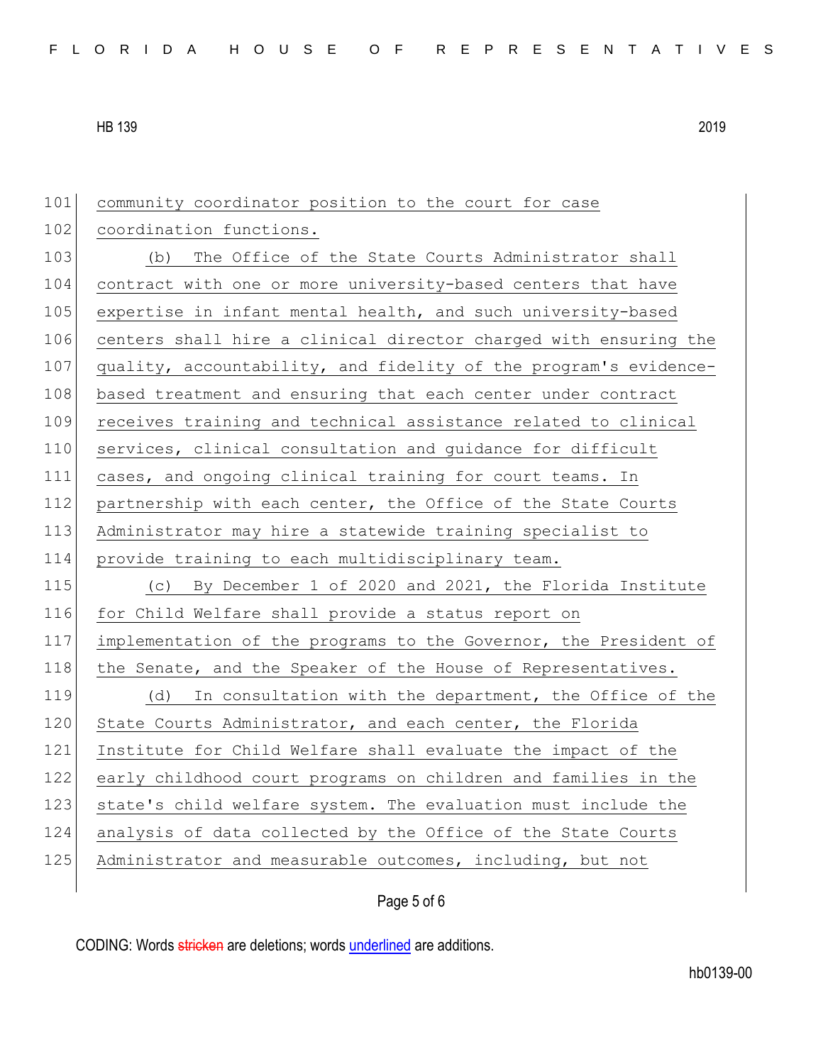community coordinator position to the court for case coordination functions.

(b) The Office of the State Courts Administrator shall contract with one or more university-based centers that have expertise in infant mental health, and such university-based centers shall hire a clinical director charged with ensuring the quality, accountability, and fidelity of the program's evidence-based treatment and ensuring that each center under contract receives training and technical assistance related to clinical services, clinical consultation and guidance for difficult cases, and ongoing clinical training for court teams. In partnership with each center, the Office of the State Courts Administrator may hire a statewide training specialist to provide training to each multidisciplinary team.

(c) By December 1 of 2020 and 2021, the Florida Institute for Child Welfare shall provide a status report on implementation of the programs to the Governor, the President of the Senate, and the Speaker of the House of Representatives.

(d) In consultation with the department, the Office of the State Courts Administrator, and each center, the Florida Institute for Child Welfare shall evaluate the impact of the early childhood court programs on children and families in the state's child welfare system. The evaluation must include the analysis of data collected by the Office of the State Courts Administrator and measurable outcomes, including, but not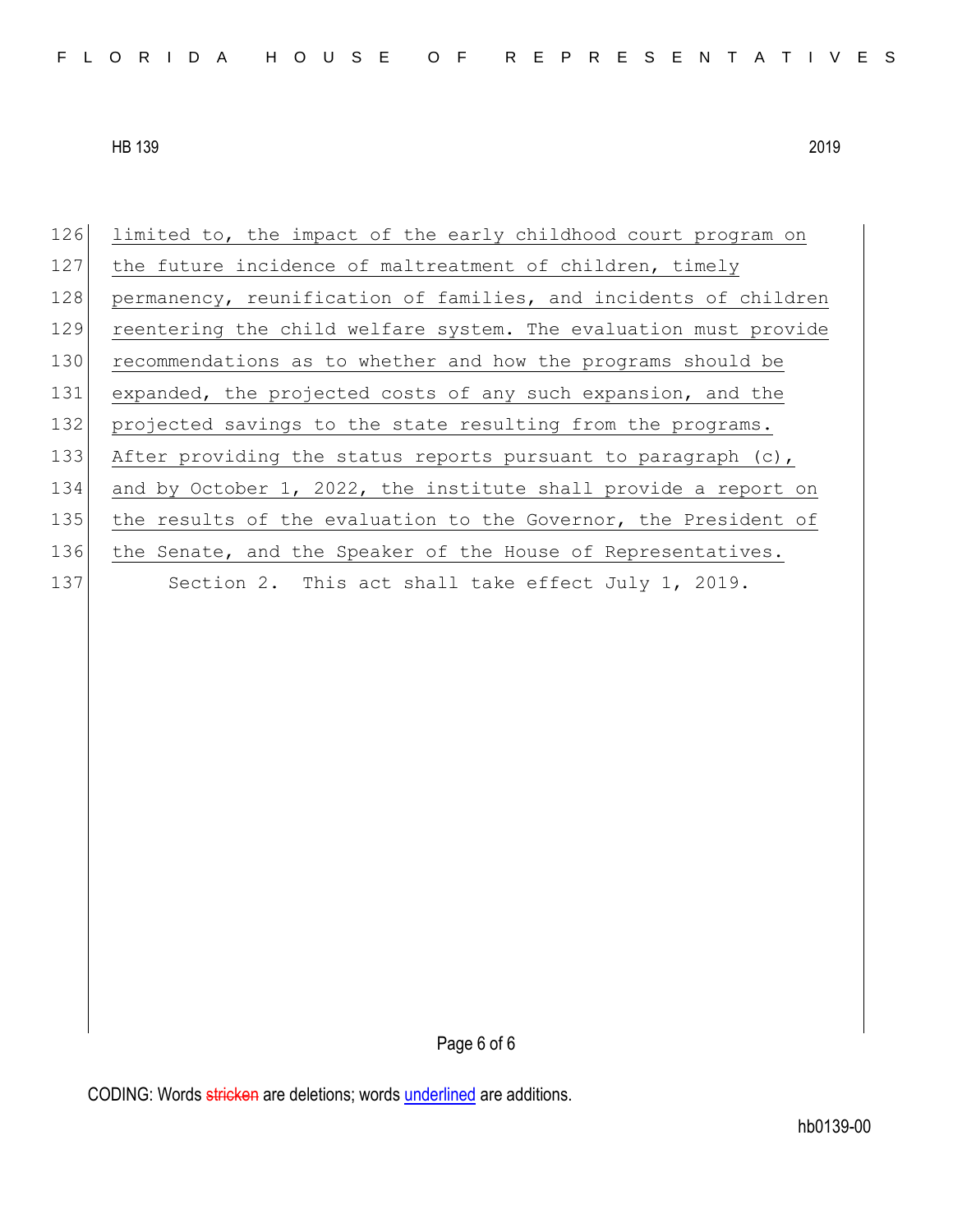126 limited to, the impact of the early childhood court program on
127 the future incidence of maltreatment of children, timely
128 permanency, reunification of families, and incidents of children
129 reentering the child welfare system. The evaluation must provide
130 recommendations as to whether and how the programs should be
131 expanded, the projected costs of any such expansion, and the
132 projected savings to the state resulting from the programs.
133 After providing the status reports pursuant to paragraph (c),
134 and by October 1, 2022, the institute shall provide a report on
135 the results of the evaluation to the Governor, the President of
136 the Senate, and the Speaker of the House of Representatives.
137 Section 2. This act shall take effect July 1, 2019.

CODING: Words stricken are deletions; words underlined are additions.